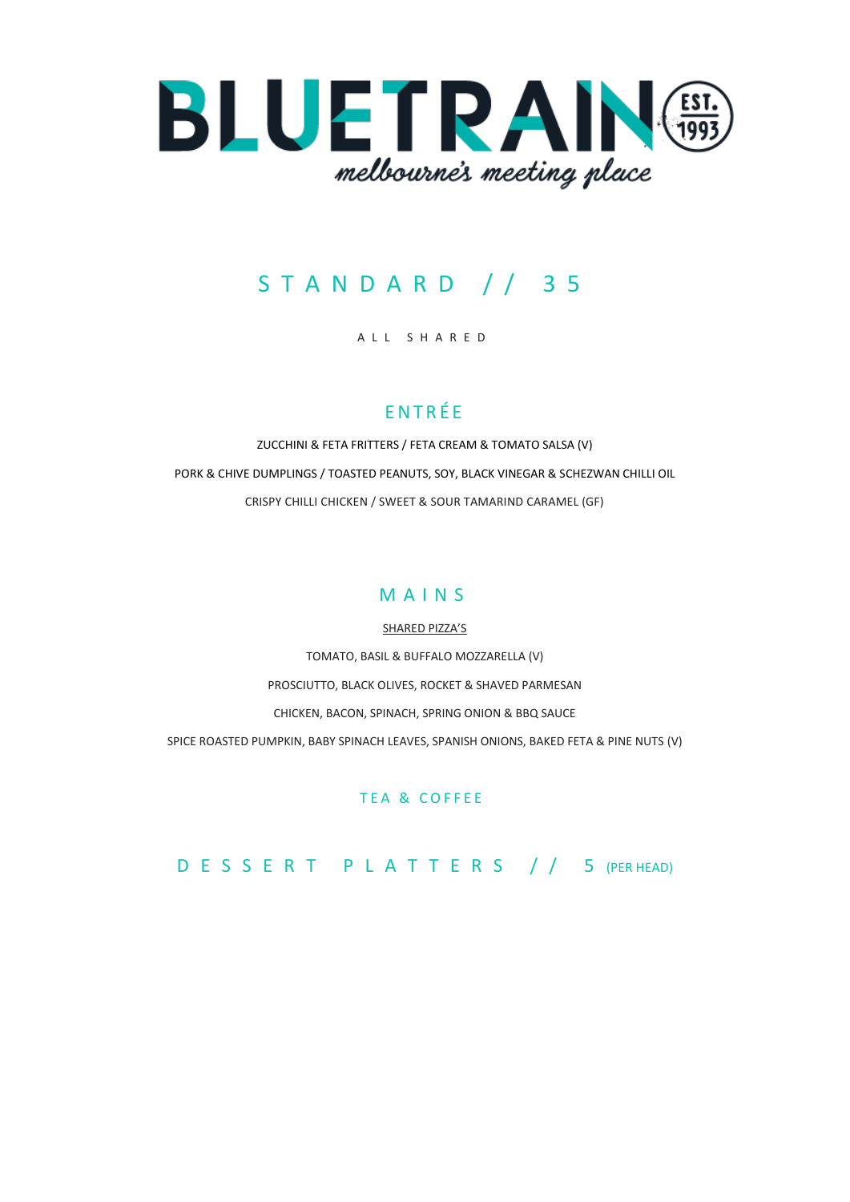# BLUETRAIN

*melbourne's meeting place*

EST. 1993

## STANDARD // 35

ALL SHARED

### ENTRÉE

ZUCCHINI & FETA FRITTERS / FETA CREAM & TOMATO SALSA (V)

PORK & CHIVE DUMPLINGS / TOASTED PEANUTS, SOY, BLACK VINEGAR & SCHEZWAN CHILLI OIL

CRISPY CHILLI CHICKEN / SWEET & SOUR TAMARIND CARAMEL (GF)

### MAINS

SHARED PIZZA'S

TOMATO, BASIL & BUFFALO MOZZARELLA (V)

PROSCIUTTO, BLACK OLIVES, ROCKET & SHAVED PARMESAN

CHICKEN, BACON, SPINACH, SPRING ONION & BBQ SAUCE

SPICE ROASTED PUMPKIN, BABY SPINACH LEAVES, SPANISH ONIONS, BAKED FETA & PINE NUTS (V)

### TEA & COFFEE

## DESSERT PLATTERS // 5 (PER HEAD)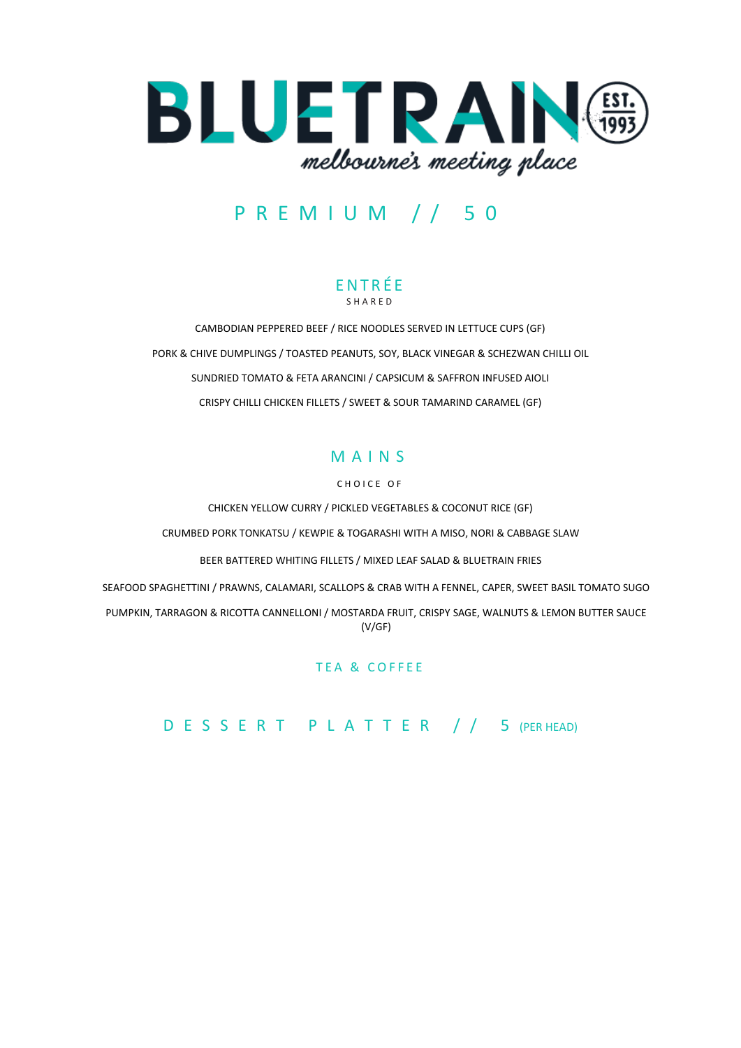# BLUETRAIN EST. 1993

*melbourne's meeting place*

## PREMIUM // 50

### ENTRÉE

SHARED

CAMBODIAN PEPPERED BEEF / RICE NOODLES SERVED IN LETTUCE CUPS (GF)

PORK & CHIVE DUMPLINGS / TOASTED PEANUTS, SOY, BLACK VINEGAR & SCHEZWAN CHILLI OIL

SUNDRIED TOMATO & FETA ARANCINI / CAPSICUM & SAFFRON INFUSED AIOLI

CRISPY CHILLI CHICKEN FILLETS / SWEET & SOUR TAMARIND CARAMEL (GF)

### MAINS

CHOICE OF

CHICKEN YELLOW CURRY / PICKLED VEGETABLES & COCONUT RICE (GF)

CRUMBED PORK TONKATSU / KEWPIE & TOGARASHI WITH A MISO, NORI & CABBAGE SLAW

BEER BATTERED WHITING FILLETS / MIXED LEAF SALAD & BLUETRAIN FRIES

SEAFOOD SPAGHETTINI / PRAWNS, CALAMARI, SCALLOPS & CRAB WITH A FENNEL, CAPER, SWEET BASIL TOMATO SUGO

PUMPKIN, TARRAGON & RICOTTA CANNELLONI / MOSTARDA FRUIT, CRISPY SAGE, WALNUTS & LEMON BUTTER SAUCE (V/GF)

### TEA & COFFEE

## DESSERT PLATTER // 5 (PER HEAD)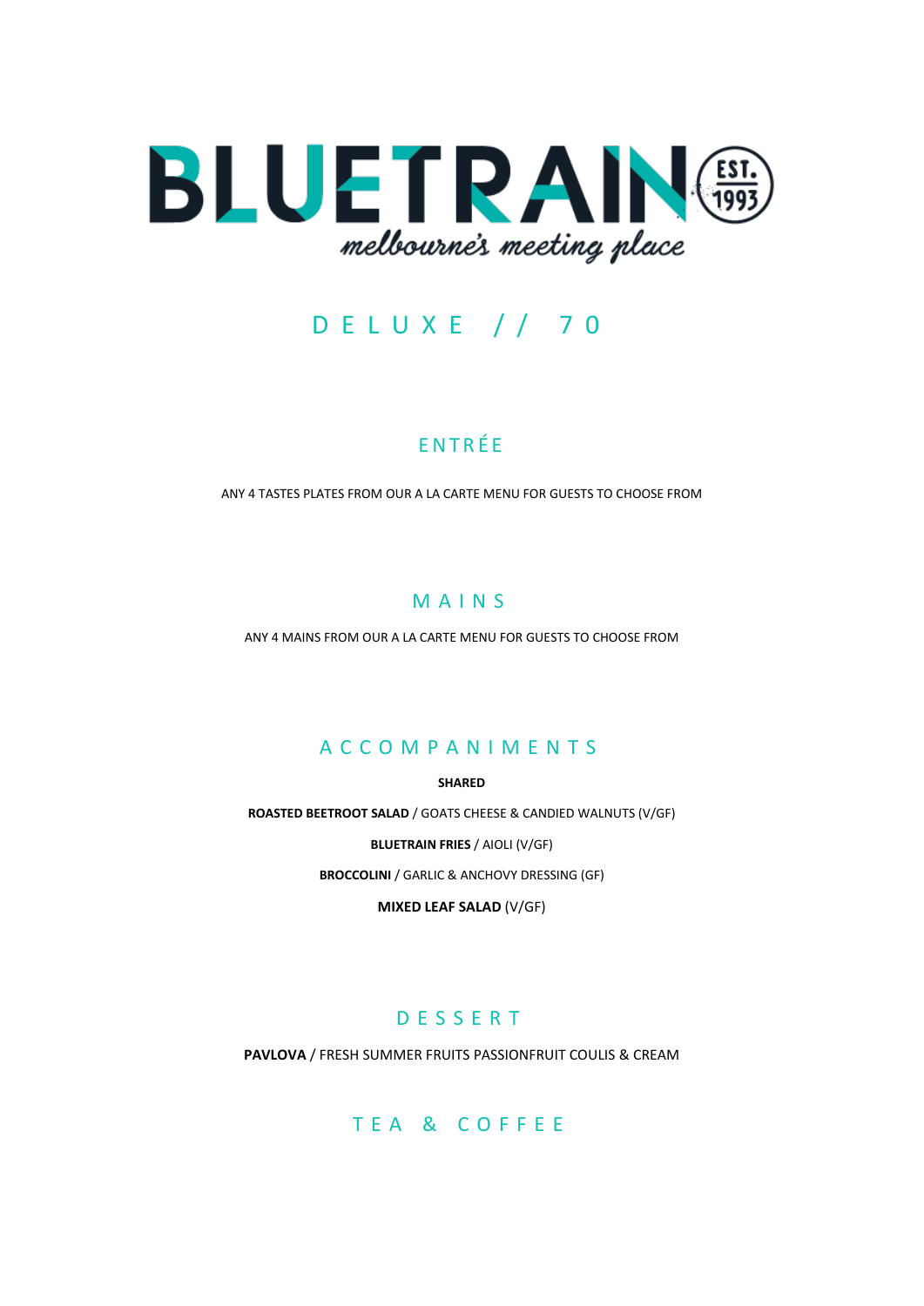# BLUETRAIN

EST. 1993

*melbourne's meeting place*

## D E L U X E // 7 0

### ENTRÉE

ANY 4 TASTES PLATES FROM OUR A LA CARTE MENU FOR GUESTS TO CHOOSE FROM

### M A I N S

ANY 4 MAINS FROM OUR A LA CARTE MENU FOR GUESTS TO CHOOSE FROM

### A C C O M P A N I M E N T S

**SHARED**

**ROASTED BEETROOT SALAD** / GOATS CHEESE & CANDIED WALNUTS (V/GF)

**BLUETRAIN FRIES** / AIOLI (V/GF)

**BROCCOLINI** / GARLIC & ANCHOVY DRESSING (GF)

**MIXED LEAF SALAD** (V/GF)

### D E S S E R T

**PAVLOVA** / FRESH SUMMER FRUITS PASSIONFRUIT COULIS & CREAM

### T E A & C O F F E E